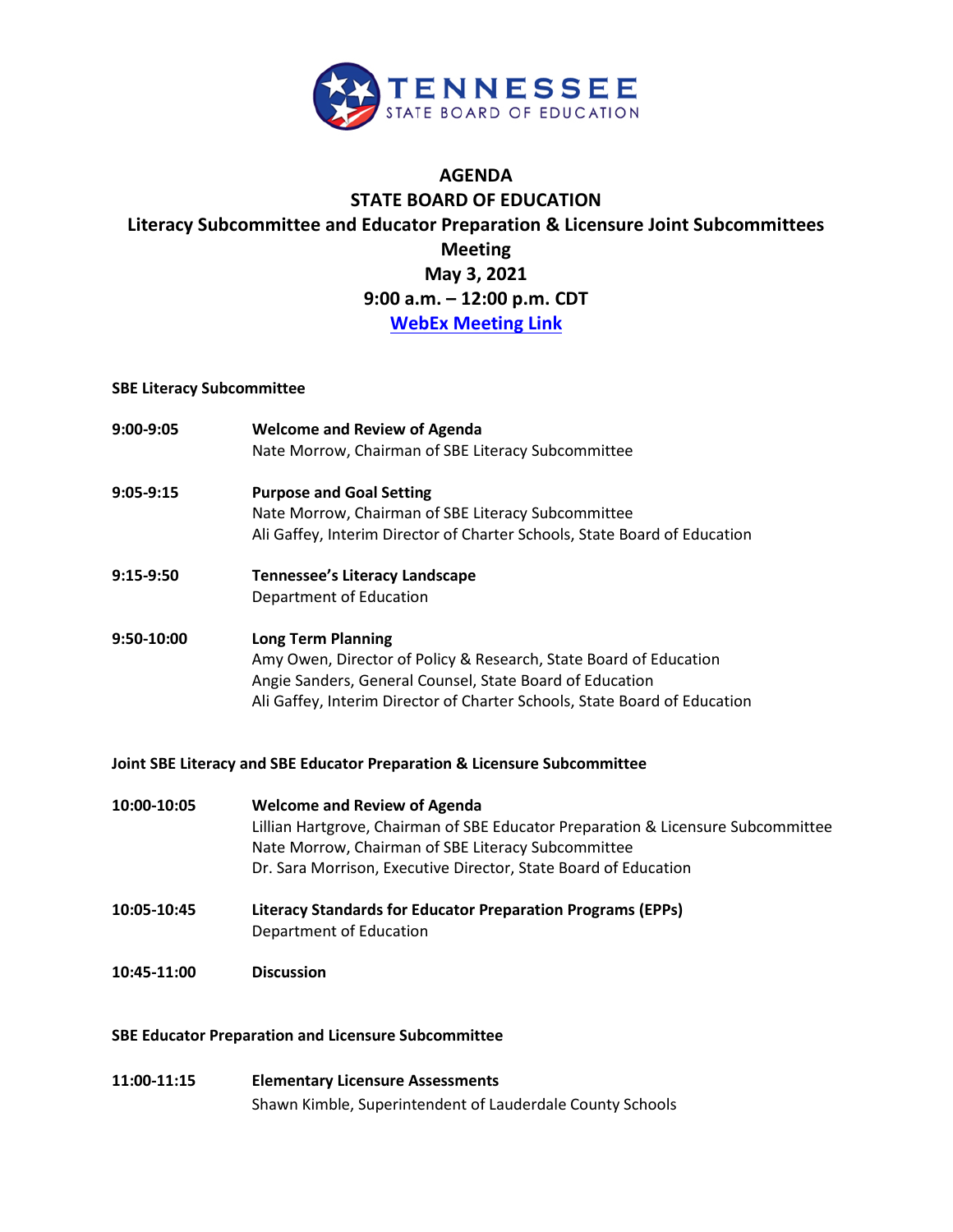# AGENDA
## STATE BOARD OF EDUCATION
## Literacy Subcommittee and Educator Preparation & Licensure Joint Subcommittees Meeting
## May 3, 2021
## 9:00 a.m. – 12:00 p.m. CDT
## [WebEx Meeting Link]

**SBE Literacy Subcommittee**

**9:00-9:05** **Welcome and Review of Agenda**
Nate Morrow, Chairman of SBE Literacy Subcommittee

**9:05-9:15** **Purpose and Goal Setting**
Nate Morrow, Chairman of SBE Literacy Subcommittee
Ali Gaffey, Interim Director of Charter Schools, State Board of Education

**9:15-9:50** **Tennessee's Literacy Landscape**
Department of Education

**9:50-10:00** **Long Term Planning**
Amy Owen, Director of Policy & Research, State Board of Education
Angie Sanders, General Counsel, State Board of Education
Ali Gaffey, Interim Director of Charter Schools, State Board of Education

**Joint SBE Literacy and SBE Educator Preparation & Licensure Subcommittee**

**10:00-10:05** **Welcome and Review of Agenda**
Lillian Hartgrove, Chairman of SBE Educator Preparation & Licensure Subcommittee
Nate Morrow, Chairman of SBE Literacy Subcommittee
Dr. Sara Morrison, Executive Director, State Board of Education

**10:05-10:45** **Literacy Standards for Educator Preparation Programs (EPPs)**
Department of Education

**10:45-11:00** **Discussion**

**SBE Educator Preparation and Licensure Subcommittee**

**11:00-11:15** **Elementary Licensure Assessments**
Shawn Kimble, Superintendent of Lauderdale County Schools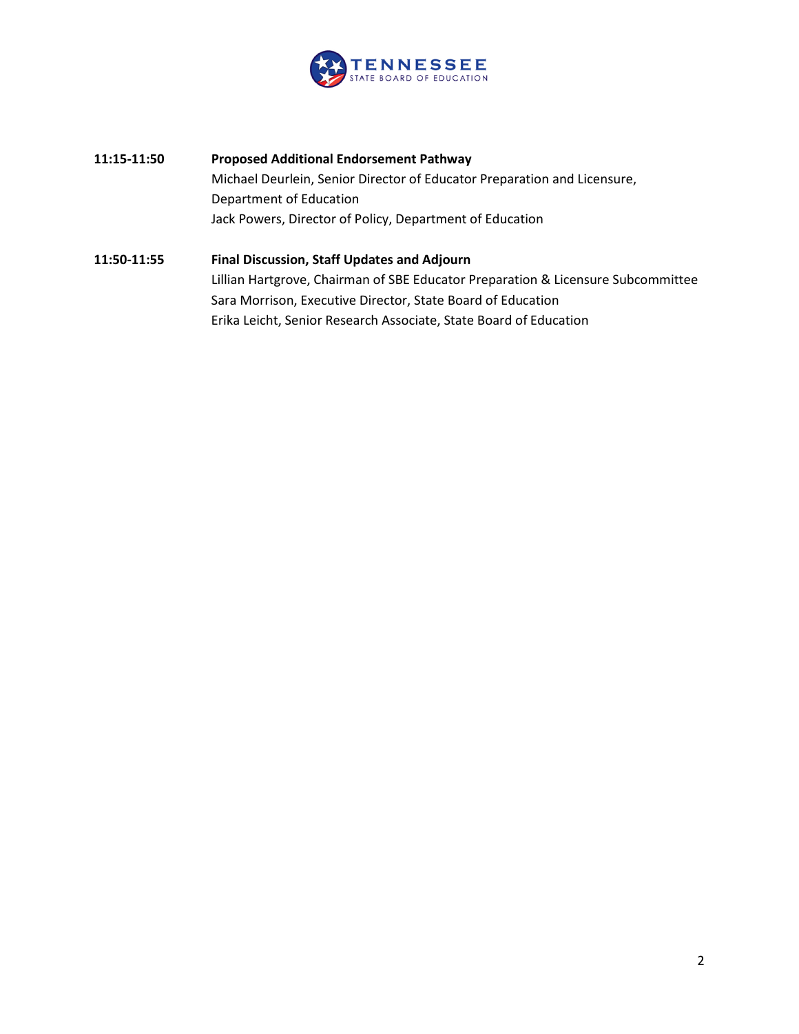**11:15-11:50** **Proposed Additional Endorsement Pathway**
Michael Deurlein, Senior Director of Educator Preparation and Licensure, Department of Education
Jack Powers, Director of Policy, Department of Education

**11:50-11:55** **Final Discussion, Staff Updates and Adjourn**
Lillian Hartgrove, Chairman of SBE Educator Preparation & Licensure Subcommittee
Sara Morrison, Executive Director, State Board of Education
Erika Leicht, Senior Research Associate, State Board of Education